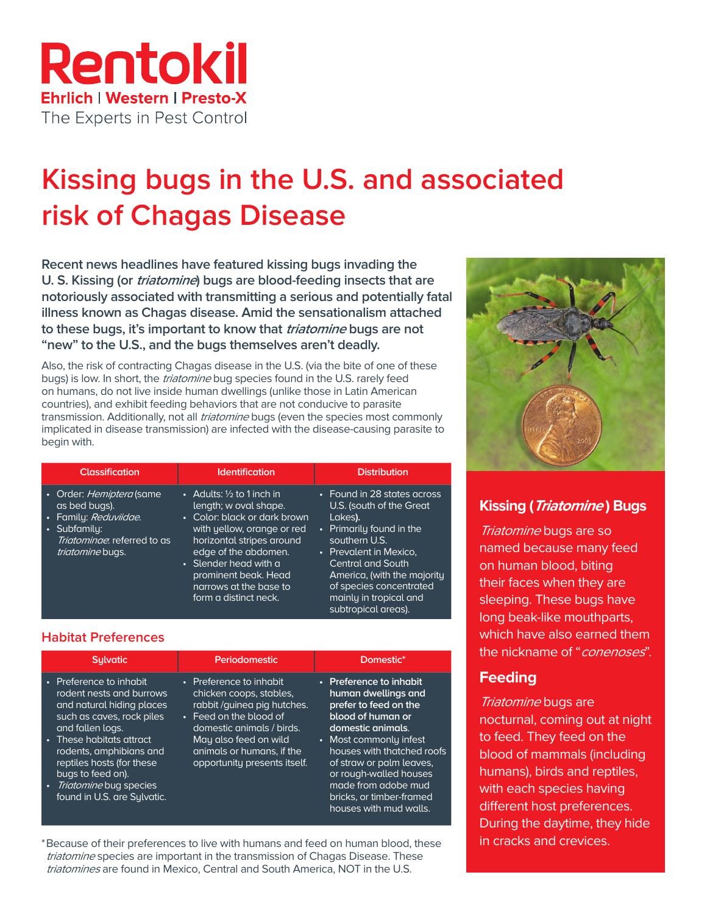# Rentokil

**Ehrlich | Western | Presto-X**

The Experts in Pest Control

# Kissing bugs in the U.S. and associated risk of Chagas Disease

**Recent news headlines have featured kissing bugs invading the U. S. Kissing (or *triatomine*) bugs are blood-feeding insects that are notoriously associated with transmitting a serious and potentially fatal illness known as Chagas disease. Amid the sensationalism attached to these bugs, it's important to know that *triatomine* bugs are not "new" to the U.S., and the bugs themselves aren't deadly.**

Also, the risk of contracting Chagas disease in the U.S. (via the bite of one of these bugs) is low. In short, the *triatomine* bug species found in the U.S. rarely feed on humans, do not live inside human dwellings (unlike those in Latin American countries), and exhibit feeding behaviors that are not conducive to parasite transmission. Additionally, not all *triatomine* bugs (even the species most commonly implicated in disease transmission) are infected with the disease-causing parasite to begin with.

| Classification | Identification | Distribution |
|---|---|---|
| • Order: *Hemiptera* (same as bed bugs).<br>• Family: *Reduviidae*.<br>• Subfamily: *Triatominae*: referred to as *triatomine* bugs. | • Adults: ½ to 1 inch in length; w oval shape.<br>• Color: black or dark brown with yellow, orange or red horizontal stripes around edge of the abdomen.<br>• Slender head with a prominent beak. Head narrows at the base to form a distinct neck. | • Found in 28 states across U.S. (south of the Great Lakes).<br>• Primarily found in the southern U.S.<br>• Prevalent in Mexico, Central and South America, (with the majority of species concentrated mainly in tropical and subtropical areas). |

## Habitat Preferences

| Sylvatic | Periodomestic | Domestic* |
|---|---|---|
| • Preference to inhabit rodent nests and burrows and natural hiding places such as caves, rock piles and fallen logs.<br>• These habitats attract rodents, amphibians and reptiles hosts (for these bugs to feed on).<br>• *Triatomine* bug species found in U.S. are Sylvatic. | • Preference to inhabit chicken coops, stables, rabbit /guinea pig hutches.<br>• Feed on the blood of domestic animals / birds. May also feed on wild animals or humans, if the opportunity presents itself. | • **Preference to inhabit human dwellings and prefer to feed on the blood of human or domestic animals.**<br>• Most commonly infest houses with thatched roofs of straw or palm leaves, or rough-walled houses made from adobe mud bricks, or timber-framed houses with mud walls. |

*Because of their preferences to live with humans and feed on human blood, these *triatomine* species are important in the transmission of Chagas Disease. These *triatomines* are found in Mexico, Central and South America, NOT in the U.S.

## Kissing (*Triatomine*) Bugs

*Triatomine* bugs are so named because many feed on human blood, biting their faces when they are sleeping. These bugs have long beak-like mouthparts, which have also earned them the nickname of "*conenoses*".

## Feeding

*Triatomine* bugs are nocturnal, coming out at night to feed. They feed on the blood of mammals (including humans), birds and reptiles, with each species having different host preferences. During the daytime, they hide in cracks and crevices.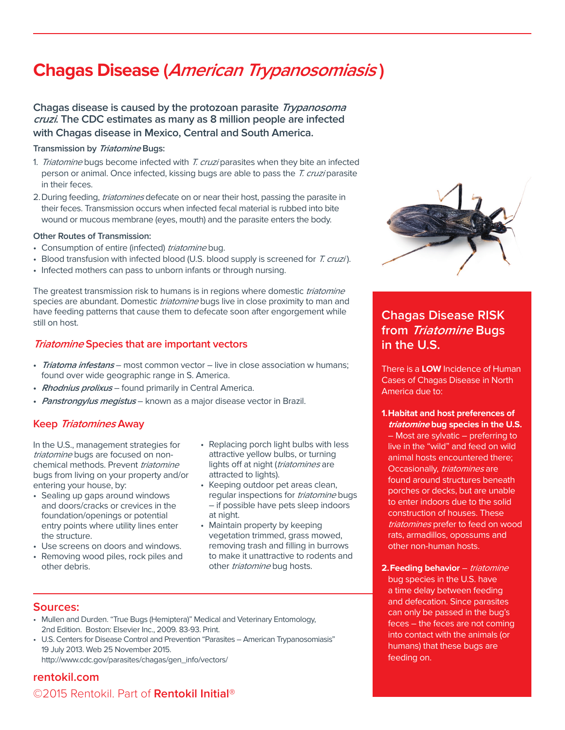# Chagas Disease (*American Trypanosomiasis*)

**Chagas disease is caused by the protozoan parasite *Trypanosoma cruzi*. The CDC estimates as many as 8 million people are infected with Chagas disease in Mexico, Central and South America.**

**Transmission by *Triatomine* Bugs:**

1. *Triatomine* bugs become infected with *T. cruzi* parasites when they bite an infected person or animal. Once infected, kissing bugs are able to pass the *T. cruzi* parasite in their feces.
2. During feeding, *triatomines* defecate on or near their host, passing the parasite in their feces. Transmission occurs when infected fecal material is rubbed into bite wound or mucous membrane (eyes, mouth) and the parasite enters the body.

**Other Routes of Transmission:**

- Consumption of entire (infected) *triatomine* bug.
- Blood transfusion with infected blood (U.S. blood supply is screened for *T. cruzi*).
- Infected mothers can pass to unborn infants or through nursing.

The greatest transmission risk to humans is in regions where domestic *triatomine* species are abundant. Domestic *triatomine* bugs live in close proximity to man and have feeding patterns that cause them to defecate soon after engorgement while still on host.

## *Triatomine* Species that are important vectors

- ***Triatoma infestans*** – most common vector – live in close association w humans; found over wide geographic range in S. America.
- ***Rhodnius prolixus*** – found primarily in Central America.
- ***Panstrongylus megistus*** – known as a major disease vector in Brazil.

## Keep *Triatomines* Away

In the U.S., management strategies for *triatomine* bugs are focused on non-chemical methods. Prevent *triatomine* bugs from living on your property and/or entering your house, by:

- Sealing up gaps around windows and doors/cracks or crevices in the foundation/openings or potential entry points where utility lines enter the structure.
- Use screens on doors and windows.
- Removing wood piles, rock piles and other debris.
- Replacing porch light bulbs with less attractive yellow bulbs, or turning lights off at night (*triatomines* are attracted to lights).
- Keeping outdoor pet areas clean, regular inspections for *triatomine* bugs – if possible have pets sleep indoors at night.
- Maintain property by keeping vegetation trimmed, grass mowed, removing trash and filling in burrows to make it unattractive to rodents and other *triatomine* bug hosts.

## Chagas Disease RISK from *Triatomine* Bugs in the U.S.

There is a **LOW** Incidence of Human Cases of Chagas Disease in North America due to:

1. **Habitat and host preferences of *triatomine* bug species in the U.S.** – Most are sylvatic – preferring to live in the "wild" and feed on wild animal hosts encountered there; Occasionally, *triatomines* are found around structures beneath porches or decks, but are unable to enter indoors due to the solid construction of houses. These *triatomines* prefer to feed on wood rats, armadillos, opossums and other non-human hosts.
2. **Feeding behavior** – *triatomine* bug species in the U.S. have a time delay between feeding and defecation. Since parasites can only be passed in the bug's feces – the feces are not coming into contact with the animals (or humans) that these bugs are feeding on.

## Sources:

- Mullen and Durden. "True Bugs (Hemiptera)" Medical and Veterinary Entomology, 2nd Edition. Boston: Elsevier Inc., 2009. 83-93. Print.
- U.S. Centers for Disease Control and Prevention "Parasites – American Trypanosomiasis" 19 July 2013. Web 25 November 2015. http://www.cdc.gov/parasites/chagas/gen_info/vectors/

**rentokil.com**

©2015 Rentokil. Part of **Rentokil Initial**®